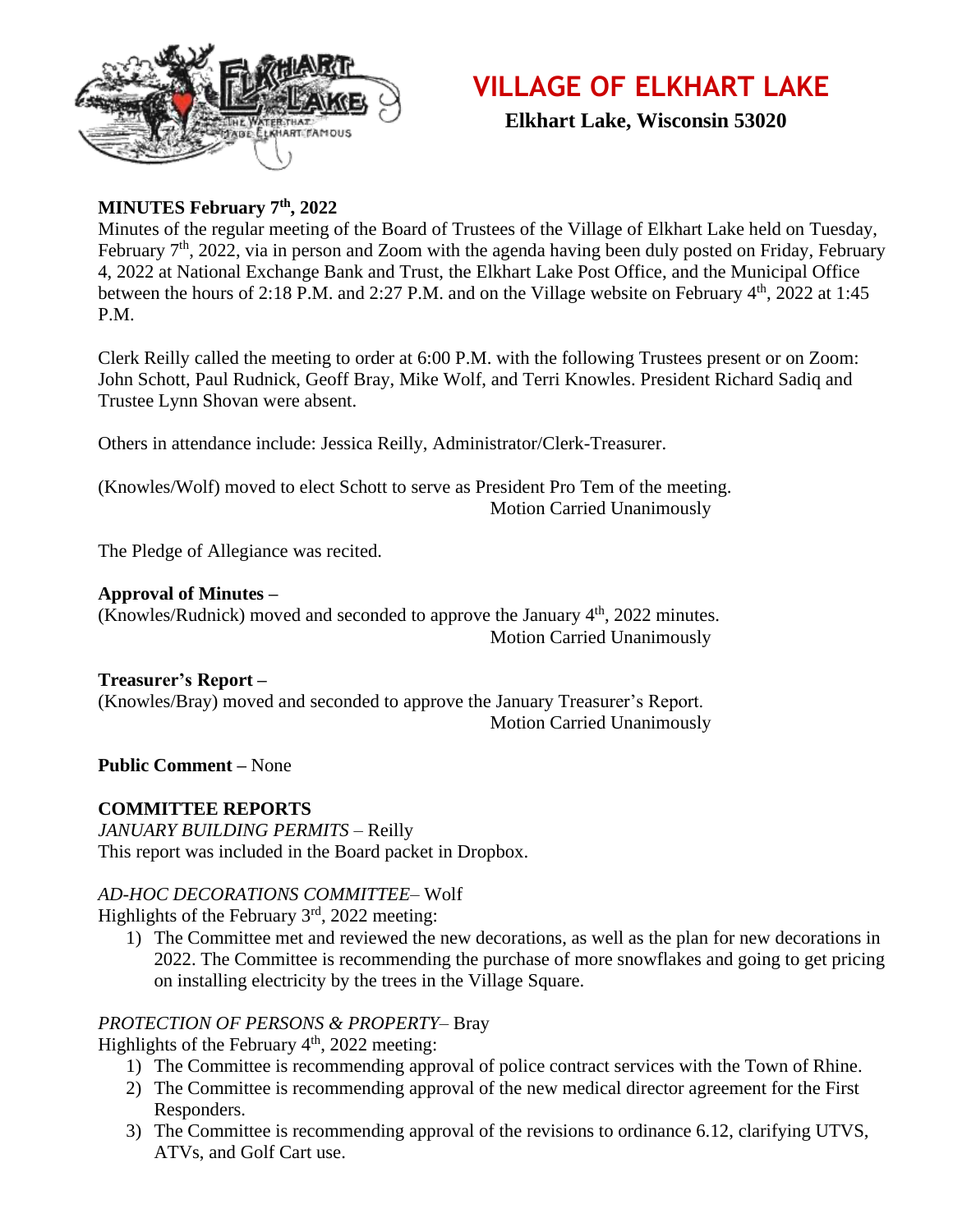# VILLAGE OF ELKHART LAKE

**Elkhart Lake, Wisconsin 53020**

**MINUTES February 7th, 2022**

Minutes of the regular meeting of the Board of Trustees of the Village of Elkhart Lake held on Tuesday, February 7th, 2022, via in person and Zoom with the agenda having been duly posted on Friday, February 4, 2022 at National Exchange Bank and Trust, the Elkhart Lake Post Office, and the Municipal Office between the hours of 2:18 P.M. and 2:27 P.M. and on the Village website on February 4th, 2022 at 1:45 P.M.

Clerk Reilly called the meeting to order at 6:00 P.M. with the following Trustees present or on Zoom: John Schott, Paul Rudnick, Geoff Bray, Mike Wolf, and Terri Knowles. President Richard Sadiq and Trustee Lynn Shovan were absent.

Others in attendance include: Jessica Reilly, Administrator/Clerk-Treasurer.

(Knowles/Wolf) moved to elect Schott to serve as President Pro Tem of the meeting.

Motion Carried Unanimously

The Pledge of Allegiance was recited.

**Approval of Minutes –**

(Knowles/Rudnick) moved and seconded to approve the January 4th, 2022 minutes.

Motion Carried Unanimously

**Treasurer's Report –**

(Knowles/Bray) moved and seconded to approve the January Treasurer's Report.

Motion Carried Unanimously

**Public Comment –** None

**COMMITTEE REPORTS**

*JANUARY BUILDING PERMITS* – Reilly

This report was included in the Board packet in Dropbox.

*AD-HOC DECORATIONS COMMITTEE*– Wolf

Highlights of the February 3rd, 2022 meeting:

1) The Committee met and reviewed the new decorations, as well as the plan for new decorations in 2022. The Committee is recommending the purchase of more snowflakes and going to get pricing on installing electricity by the trees in the Village Square.

*PROTECTION OF PERSONS & PROPERTY*– Bray

Highlights of the February 4th, 2022 meeting:

1) The Committee is recommending approval of police contract services with the Town of Rhine.
2) The Committee is recommending approval of the new medical director agreement for the First Responders.
3) The Committee is recommending approval of the revisions to ordinance 6.12, clarifying UTVS, ATVs, and Golf Cart use.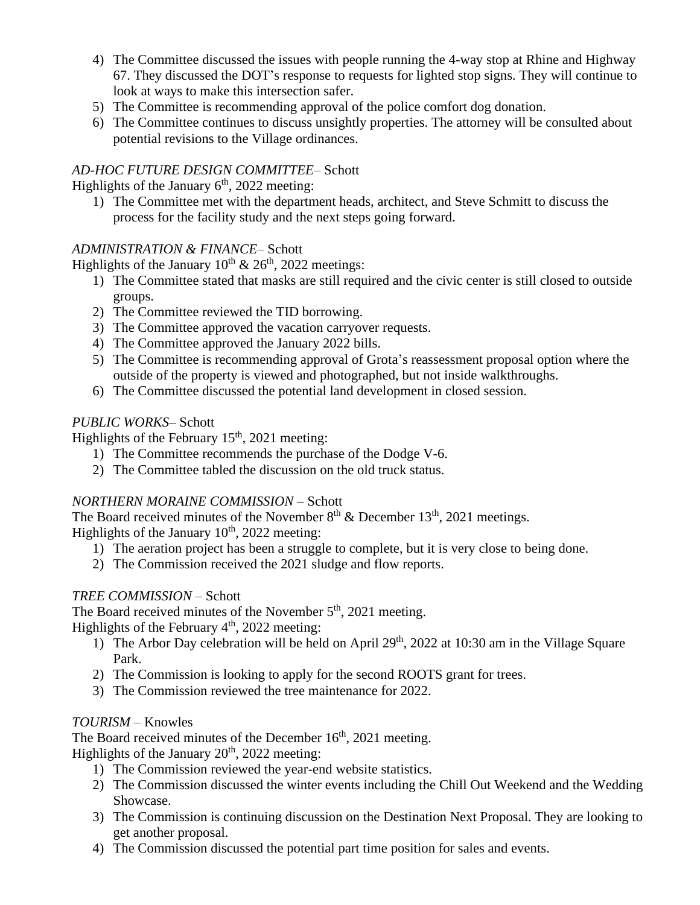4) The Committee discussed the issues with people running the 4-way stop at Rhine and Highway 67. They discussed the DOT's response to requests for lighted stop signs. They will continue to look at ways to make this intersection safer.
5) The Committee is recommending approval of the police comfort dog donation.
6) The Committee continues to discuss unsightly properties. The attorney will be consulted about potential revisions to the Village ordinances.

*AD-HOC FUTURE DESIGN COMMITTEE*– Schott
Highlights of the January 6th, 2022 meeting:

1) The Committee met with the department heads, architect, and Steve Schmitt to discuss the process for the facility study and the next steps going forward.

*ADMINISTRATION & FINANCE*– Schott
Highlights of the January 10th & 26th, 2022 meetings:

1) The Committee stated that masks are still required and the civic center is still closed to outside groups.
2) The Committee reviewed the TID borrowing.
3) The Committee approved the vacation carryover requests.
4) The Committee approved the January 2022 bills.
5) The Committee is recommending approval of Grota's reassessment proposal option where the outside of the property is viewed and photographed, but not inside walkthroughs.
6) The Committee discussed the potential land development in closed session.

*PUBLIC WORKS*– Schott
Highlights of the February 15th, 2021 meeting:

1) The Committee recommends the purchase of the Dodge V-6.
2) The Committee tabled the discussion on the old truck status.

*NORTHERN MORAINE COMMISSION* – Schott
The Board received minutes of the November 8th & December 13th, 2021 meetings.
Highlights of the January 10th, 2022 meeting:

1) The aeration project has been a struggle to complete, but it is very close to being done.
2) The Commission received the 2021 sludge and flow reports.

*TREE COMMISSION* – Schott
The Board received minutes of the November 5th, 2021 meeting.
Highlights of the February 4th, 2022 meeting:

1) The Arbor Day celebration will be held on April 29th, 2022 at 10:30 am in the Village Square Park.
2) The Commission is looking to apply for the second ROOTS grant for trees.
3) The Commission reviewed the tree maintenance for 2022.

*TOURISM* – Knowles
The Board received minutes of the December 16th, 2021 meeting.
Highlights of the January 20th, 2022 meeting:

1) The Commission reviewed the year-end website statistics.
2) The Commission discussed the winter events including the Chill Out Weekend and the Wedding Showcase.
3) The Commission is continuing discussion on the Destination Next Proposal. They are looking to get another proposal.
4) The Commission discussed the potential part time position for sales and events.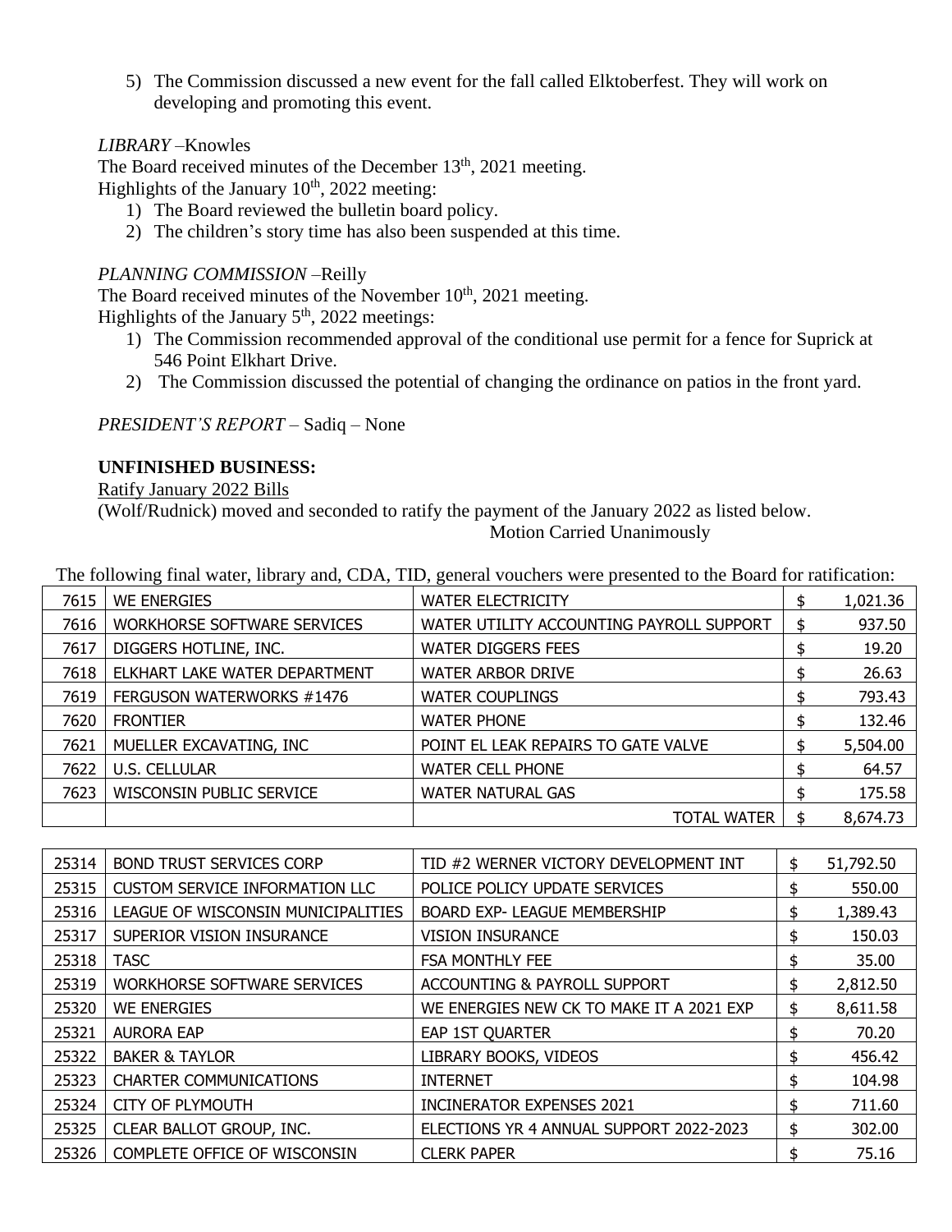5) The Commission discussed a new event for the fall called Elktoberfest. They will work on developing and promoting this event.

*LIBRARY* –Knowles

The Board received minutes of the December 13th, 2021 meeting.

Highlights of the January 10th, 2022 meeting:

1) The Board reviewed the bulletin board policy.
2) The children's story time has also been suspended at this time.

*PLANNING COMMISSION* –Reilly

The Board received minutes of the November 10th, 2021 meeting.

Highlights of the January 5th, 2022 meetings:

1) The Commission recommended approval of the conditional use permit for a fence for Suprick at 546 Point Elkhart Drive.
2) The Commission discussed the potential of changing the ordinance on patios in the front yard.

*PRESIDENT'S REPORT* – Sadiq – None

**UNFINISHED BUSINESS:**

Ratify January 2022 Bills

(Wolf/Rudnick) moved and seconded to ratify the payment of the January 2022 as listed below.

Motion Carried Unanimously

The following final water, library and, CDA, TID, general vouchers were presented to the Board for ratification:

| | | | |
|---|---|---|---|
| 7615 | WE ENERGIES | WATER ELECTRICITY | $ 1,021.36 |
| 7616 | WORKHORSE SOFTWARE SERVICES | WATER UTILITY ACCOUNTING PAYROLL SUPPORT | $ 937.50 |
| 7617 | DIGGERS HOTLINE, INC. | WATER DIGGERS FEES | $ 19.20 |
| 7618 | ELKHART LAKE WATER DEPARTMENT | WATER ARBOR DRIVE | $ 26.63 |
| 7619 | FERGUSON WATERWORKS #1476 | WATER COUPLINGS | $ 793.43 |
| 7620 | FRONTIER | WATER PHONE | $ 132.46 |
| 7621 | MUELLER EXCAVATING, INC | POINT EL LEAK REPAIRS TO GATE VALVE | $ 5,504.00 |
| 7622 | U.S. CELLULAR | WATER CELL PHONE | $ 64.57 |
| 7623 | WISCONSIN PUBLIC SERVICE | WATER NATURAL GAS | $ 175.58 |
| | | TOTAL WATER | $ 8,674.73 |

| | | | |
|---|---|---|---|
| 25314 | BOND TRUST SERVICES CORP | TID #2 WERNER VICTORY DEVELOPMENT INT | $ 51,792.50 |
| 25315 | CUSTOM SERVICE INFORMATION LLC | POLICE POLICY UPDATE SERVICES | $ 550.00 |
| 25316 | LEAGUE OF WISCONSIN MUNICIPALITIES | BOARD EXP- LEAGUE MEMBERSHIP | $ 1,389.43 |
| 25317 | SUPERIOR VISION INSURANCE | VISION INSURANCE | $ 150.03 |
| 25318 | TASC | FSA MONTHLY FEE | $ 35.00 |
| 25319 | WORKHORSE SOFTWARE SERVICES | ACCOUNTING & PAYROLL SUPPORT | $ 2,812.50 |
| 25320 | WE ENERGIES | WE ENERGIES NEW CK TO MAKE IT A 2021 EXP | $ 8,611.58 |
| 25321 | AURORA EAP | EAP 1ST QUARTER | $ 70.20 |
| 25322 | BAKER & TAYLOR | LIBRARY BOOKS, VIDEOS | $ 456.42 |
| 25323 | CHARTER COMMUNICATIONS | INTERNET | $ 104.98 |
| 25324 | CITY OF PLYMOUTH | INCINERATOR EXPENSES 2021 | $ 711.60 |
| 25325 | CLEAR BALLOT GROUP, INC. | ELECTIONS YR 4 ANNUAL SUPPORT 2022-2023 | $ 302.00 |
| 25326 | COMPLETE OFFICE OF WISCONSIN | CLERK PAPER | $ 75.16 |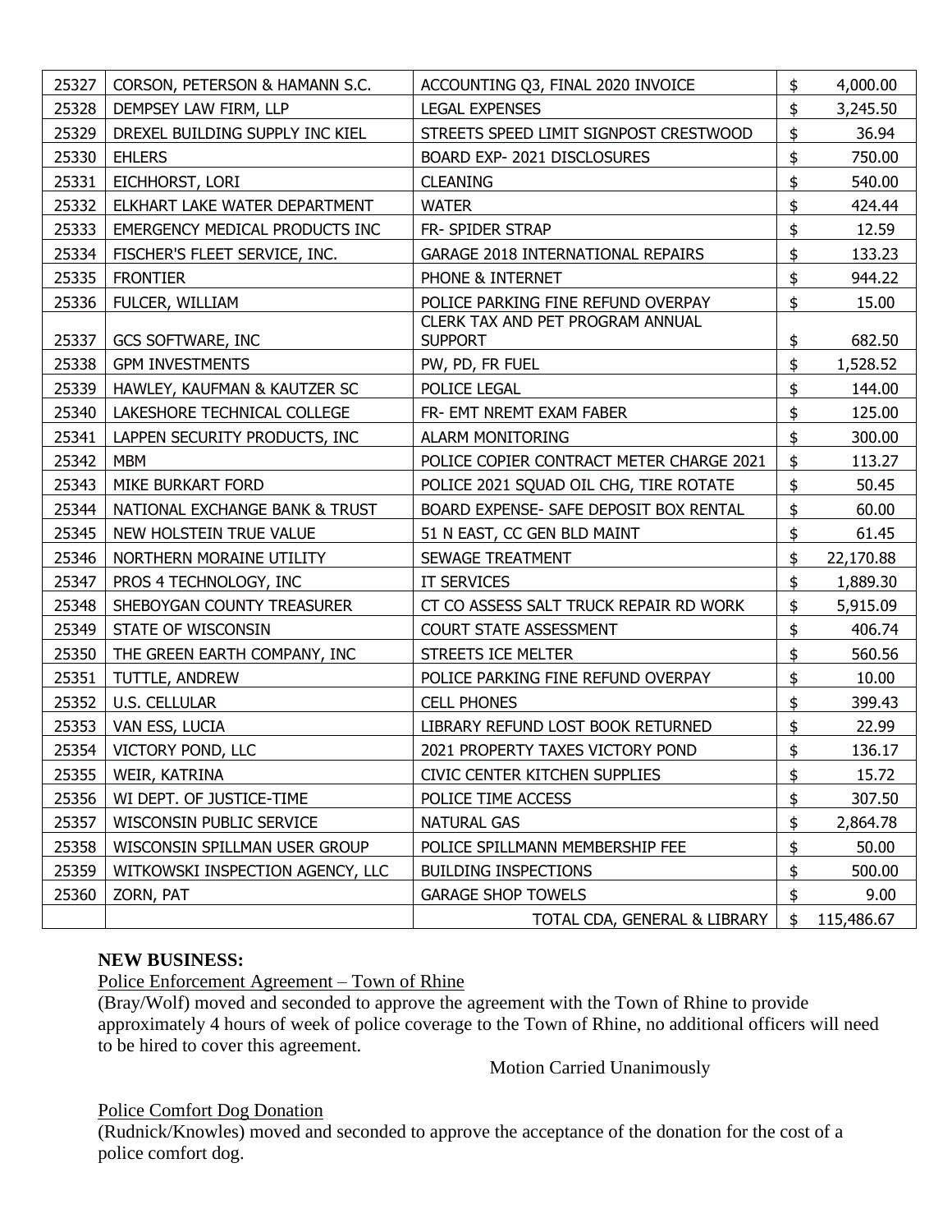| 25327 | CORSON, PETERSON & HAMANN S.C. | ACCOUNTING Q3, FINAL 2020 INVOICE | $ 4,000.00 |
|---|---|---|---|
| 25328 | DEMPSEY LAW FIRM, LLP | LEGAL EXPENSES | $ 3,245.50 |
| 25329 | DREXEL BUILDING SUPPLY INC KIEL | STREETS SPEED LIMIT SIGNPOST CRESTWOOD | $ 36.94 |
| 25330 | EHLERS | BOARD EXP- 2021 DISCLOSURES | $ 750.00 |
| 25331 | EICHHORST, LORI | CLEANING | $ 540.00 |
| 25332 | ELKHART LAKE WATER DEPARTMENT | WATER | $ 424.44 |
| 25333 | EMERGENCY MEDICAL PRODUCTS INC | FR- SPIDER STRAP | $ 12.59 |
| 25334 | FISCHER'S FLEET SERVICE, INC. | GARAGE 2018 INTERNATIONAL REPAIRS | $ 133.23 |
| 25335 | FRONTIER | PHONE & INTERNET | $ 944.22 |
| 25336 | FULCER, WILLIAM | POLICE PARKING FINE REFUND OVERPAY | $ 15.00 |
| 25337 | GCS SOFTWARE, INC | CLERK TAX AND PET PROGRAM ANNUAL SUPPORT | $ 682.50 |
| 25338 | GPM INVESTMENTS | PW, PD, FR FUEL | $ 1,528.52 |
| 25339 | HAWLEY, KAUFMAN & KAUTZER SC | POLICE LEGAL | $ 144.00 |
| 25340 | LAKESHORE TECHNICAL COLLEGE | FR- EMT NREMT EXAM FABER | $ 125.00 |
| 25341 | LAPPEN SECURITY PRODUCTS, INC | ALARM MONITORING | $ 300.00 |
| 25342 | MBM | POLICE COPIER CONTRACT METER CHARGE 2021 | $ 113.27 |
| 25343 | MIKE BURKART FORD | POLICE 2021 SQUAD OIL CHG, TIRE ROTATE | $ 50.45 |
| 25344 | NATIONAL EXCHANGE BANK & TRUST | BOARD EXPENSE- SAFE DEPOSIT BOX RENTAL | $ 60.00 |
| 25345 | NEW HOLSTEIN TRUE VALUE | 51 N EAST, CC GEN BLD MAINT | $ 61.45 |
| 25346 | NORTHERN MORAINE UTILITY | SEWAGE TREATMENT | $ 22,170.88 |
| 25347 | PROS 4 TECHNOLOGY, INC | IT SERVICES | $ 1,889.30 |
| 25348 | SHEBOYGAN COUNTY TREASURER | CT CO ASSESS SALT TRUCK REPAIR RD WORK | $ 5,915.09 |
| 25349 | STATE OF WISCONSIN | COURT STATE ASSESSMENT | $ 406.74 |
| 25350 | THE GREEN EARTH COMPANY, INC | STREETS ICE MELTER | $ 560.56 |
| 25351 | TUTTLE, ANDREW | POLICE PARKING FINE REFUND OVERPAY | $ 10.00 |
| 25352 | U.S. CELLULAR | CELL PHONES | $ 399.43 |
| 25353 | VAN ESS, LUCIA | LIBRARY REFUND LOST BOOK RETURNED | $ 22.99 |
| 25354 | VICTORY POND, LLC | 2021 PROPERTY TAXES VICTORY POND | $ 136.17 |
| 25355 | WEIR, KATRINA | CIVIC CENTER KITCHEN SUPPLIES | $ 15.72 |
| 25356 | WI DEPT. OF JUSTICE-TIME | POLICE TIME ACCESS | $ 307.50 |
| 25357 | WISCONSIN PUBLIC SERVICE | NATURAL GAS | $ 2,864.78 |
| 25358 | WISCONSIN SPILLMAN USER GROUP | POLICE SPILLMANN MEMBERSHIP FEE | $ 50.00 |
| 25359 | WITKOWSKI INSPECTION AGENCY, LLC | BUILDING INSPECTIONS | $ 500.00 |
| 25360 | ZORN, PAT | GARAGE SHOP TOWELS | $ 9.00 |
| | | TOTAL CDA, GENERAL & LIBRARY | $ 115,486.67 |

**NEW BUSINESS:**

Police Enforcement Agreement – Town of Rhine

(Bray/Wolf) moved and seconded to approve the agreement with the Town of Rhine to provide approximately 4 hours of week of police coverage to the Town of Rhine, no additional officers will need to be hired to cover this agreement.

Motion Carried Unanimously

Police Comfort Dog Donation

(Rudnick/Knowles) moved and seconded to approve the acceptance of the donation for the cost of a police comfort dog.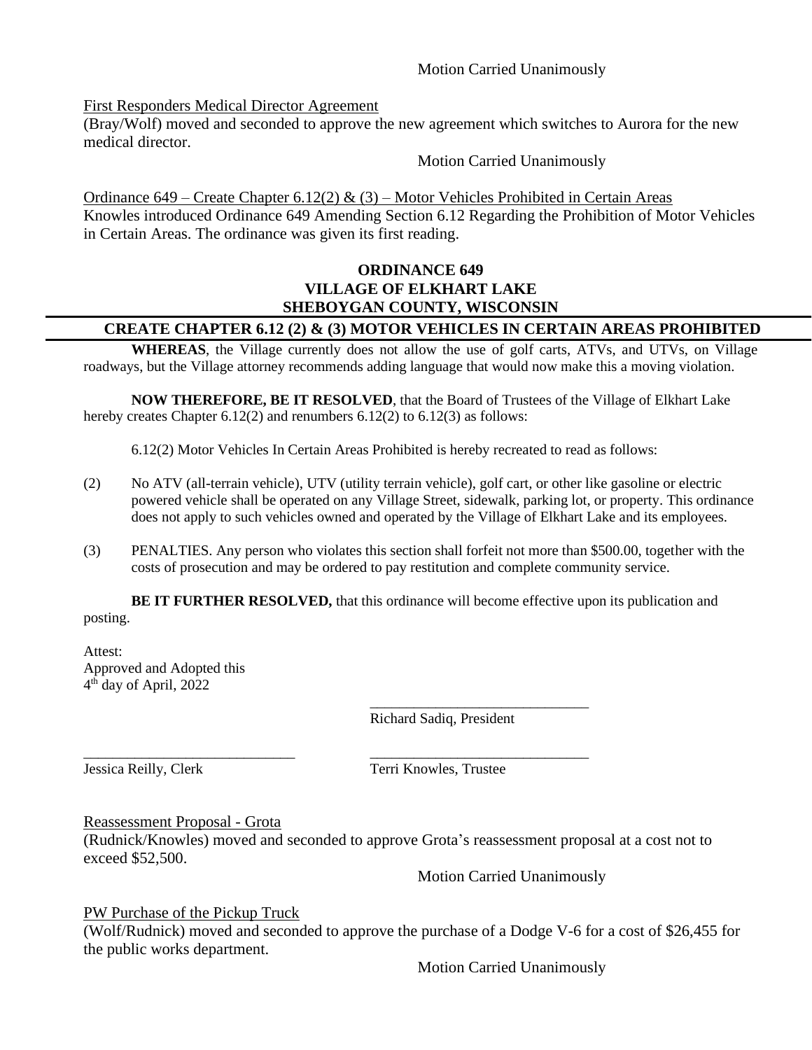Motion Carried Unanimously

First Responders Medical Director Agreement

(Bray/Wolf) moved and seconded to approve the new agreement which switches to Aurora for the new medical director.

Motion Carried Unanimously

Ordinance 649 – Create Chapter 6.12(2) & (3) – Motor Vehicles Prohibited in Certain Areas

Knowles introduced Ordinance 649 Amending Section 6.12 Regarding the Prohibition of Motor Vehicles in Certain Areas. The ordinance was given its first reading.

**ORDINANCE 649**
**VILLAGE OF ELKHART LAKE**
**SHEBOYGAN COUNTY, WISCONSIN**

**CREATE CHAPTER 6.12 (2) & (3) MOTOR VEHICLES IN CERTAIN AREAS PROHIBITED**

**WHEREAS**, the Village currently does not allow the use of golf carts, ATVs, and UTVs, on Village roadways, but the Village attorney recommends adding language that would now make this a moving violation.

**NOW THEREFORE, BE IT RESOLVED**, that the Board of Trustees of the Village of Elkhart Lake hereby creates Chapter 6.12(2) and renumbers 6.12(2) to 6.12(3) as follows:

6.12(2) Motor Vehicles In Certain Areas Prohibited is hereby recreated to read as follows:

(2) No ATV (all-terrain vehicle), UTV (utility terrain vehicle), golf cart, or other like gasoline or electric powered vehicle shall be operated on any Village Street, sidewalk, parking lot, or property. This ordinance does not apply to such vehicles owned and operated by the Village of Elkhart Lake and its employees.

(3) PENALTIES. Any person who violates this section shall forfeit not more than $500.00, together with the costs of prosecution and may be ordered to pay restitution and complete community service.

**BE IT FURTHER RESOLVED,** that this ordinance will become effective upon its publication and posting.

Attest:
Approved and Adopted this
4th day of April, 2022

_____________________________
Richard Sadiq, President

_____________________________
Jessica Reilly, Clerk

_____________________________
Terri Knowles, Trustee

Reassessment Proposal - Grota

(Rudnick/Knowles) moved and seconded to approve Grota's reassessment proposal at a cost not to exceed $52,500.

Motion Carried Unanimously

PW Purchase of the Pickup Truck

(Wolf/Rudnick) moved and seconded to approve the purchase of a Dodge V-6 for a cost of $26,455 for the public works department.

Motion Carried Unanimously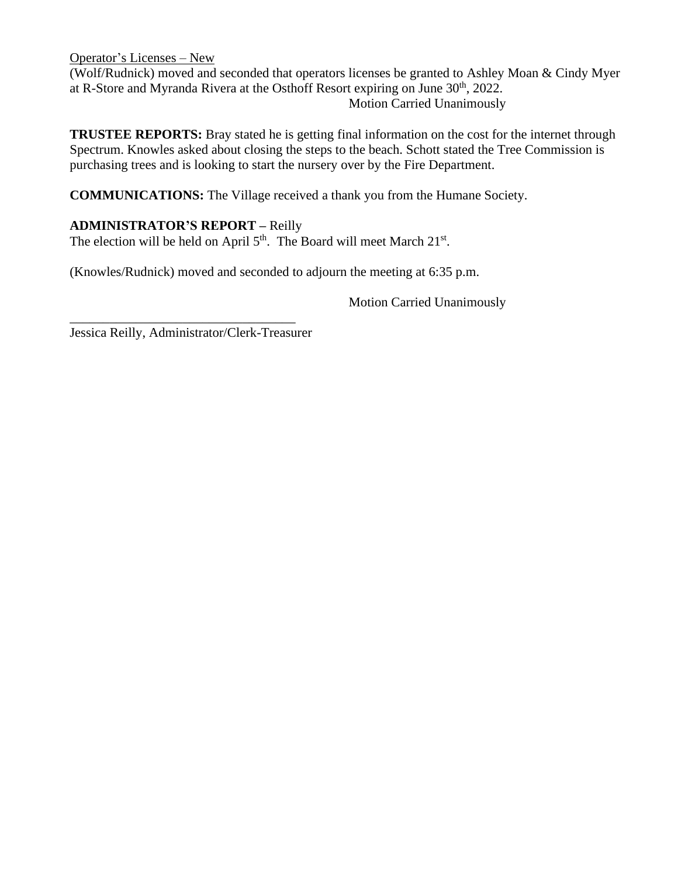Operator's Licenses – New

(Wolf/Rudnick) moved and seconded that operators licenses be granted to Ashley Moan & Cindy Myer at R-Store and Myranda Rivera at the Osthoff Resort expiring on June 30th, 2022.

Motion Carried Unanimously

**TRUSTEE REPORTS:** Bray stated he is getting final information on the cost for the internet through Spectrum. Knowles asked about closing the steps to the beach. Schott stated the Tree Commission is purchasing trees and is looking to start the nursery over by the Fire Department.

**COMMUNICATIONS:** The Village received a thank you from the Humane Society.

**ADMINISTRATOR'S REPORT –** Reilly

The election will be held on April 5th. The Board will meet March 21st.

(Knowles/Rudnick) moved and seconded to adjourn the meeting at 6:35 p.m.

Motion Carried Unanimously

___________________________________

Jessica Reilly, Administrator/Clerk-Treasurer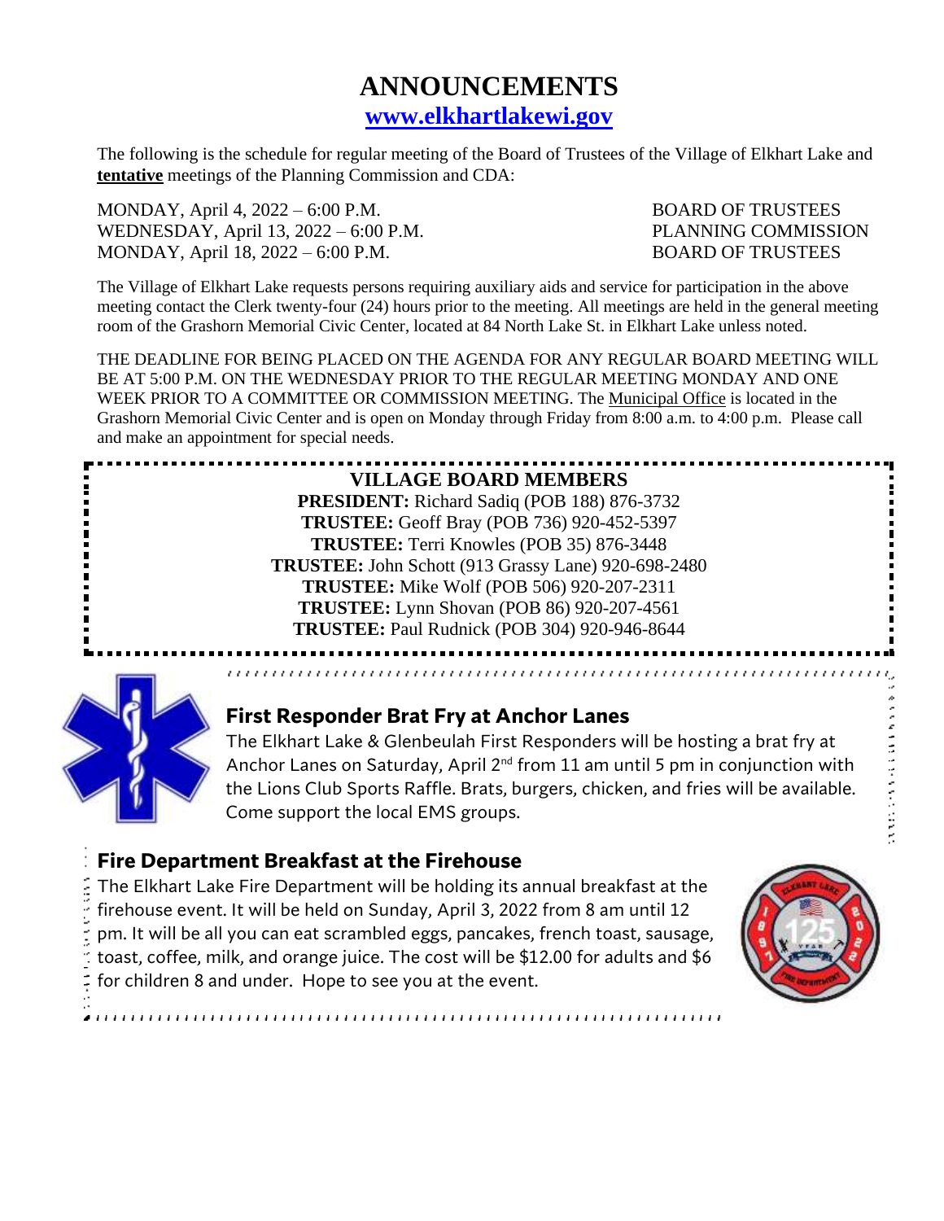# ANNOUNCEMENTS

**www.elkhartlakewi.gov**

The following is the schedule for regular meeting of the Board of Trustees of the Village of Elkhart Lake and **tentative** meetings of the Planning Commission and CDA:

MONDAY, April 4, 2022 – 6:00 P.M. BOARD OF TRUSTEES
WEDNESDAY, April 13, 2022 – 6:00 P.M. PLANNING COMMISSION
MONDAY, April 18, 2022 – 6:00 P.M. BOARD OF TRUSTEES

The Village of Elkhart Lake requests persons requiring auxiliary aids and service for participation in the above meeting contact the Clerk twenty-four (24) hours prior to the meeting. All meetings are held in the general meeting room of the Grashorn Memorial Civic Center, located at 84 North Lake St. in Elkhart Lake unless noted.

THE DEADLINE FOR BEING PLACED ON THE AGENDA FOR ANY REGULAR BOARD MEETING WILL BE AT 5:00 P.M. ON THE WEDNESDAY PRIOR TO THE REGULAR MEETING MONDAY AND ONE WEEK PRIOR TO A COMMITTEE OR COMMISSION MEETING. The Municipal Office is located in the Grashorn Memorial Civic Center and is open on Monday through Friday from 8:00 a.m. to 4:00 p.m. Please call and make an appointment for special needs.

**VILLAGE BOARD MEMBERS**

**PRESIDENT:** Richard Sadiq (POB 188) 876-3732
**TRUSTEE:** Geoff Bray (POB 736) 920-452-5397
**TRUSTEE:** Terri Knowles (POB 35) 876-3448
**TRUSTEE:** John Schott (913 Grassy Lane) 920-698-2480
**TRUSTEE:** Mike Wolf (POB 506) 920-207-2311
**TRUSTEE:** Lynn Shovan (POB 86) 920-207-4561
**TRUSTEE:** Paul Rudnick (POB 304) 920-946-8644

## First Responder Brat Fry at Anchor Lanes

The Elkhart Lake & Glenbeulah First Responders will be hosting a brat fry at Anchor Lanes on Saturday, April 2nd from 11 am until 5 pm in conjunction with the Lions Club Sports Raffle. Brats, burgers, chicken, and fries will be available. Come support the local EMS groups.

## Fire Department Breakfast at the Firehouse

The Elkhart Lake Fire Department will be holding its annual breakfast at the firehouse event. It will be held on Sunday, April 3, 2022 from 8 am until 12 pm. It will be all you can eat scrambled eggs, pancakes, french toast, sausage, toast, coffee, milk, and orange juice. The cost will be $12.00 for adults and $6 for children 8 and under. Hope to see you at the event.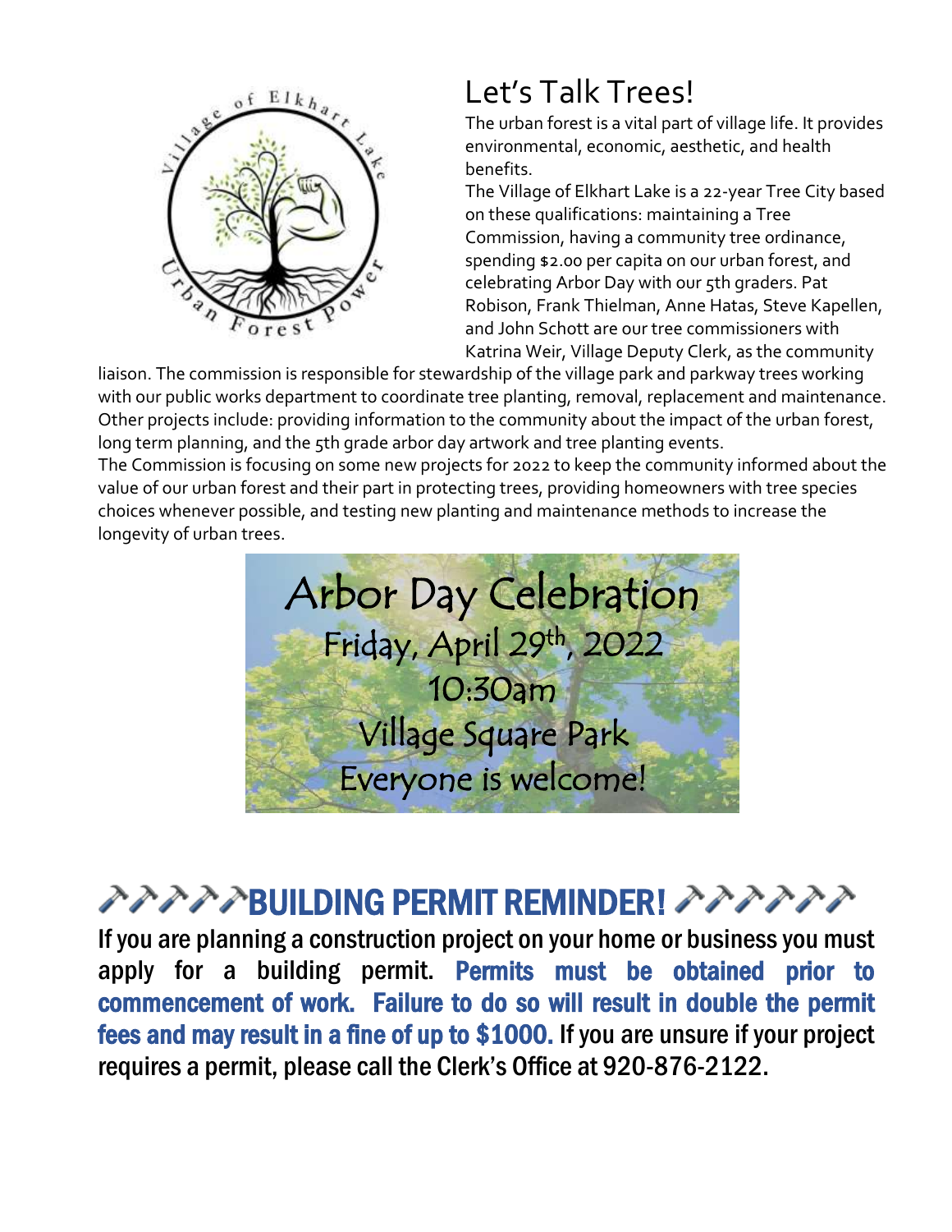## Let's Talk Trees!

The urban forest is a vital part of village life. It provides environmental, economic, aesthetic, and health benefits.

The Village of Elkhart Lake is a 22-year Tree City based on these qualifications: maintaining a Tree Commission, having a community tree ordinance, spending $2.00 per capita on our urban forest, and celebrating Arbor Day with our 5th graders. Pat Robison, Frank Thielman, Anne Hatas, Steve Kapellen, and John Schott are our tree commissioners with Katrina Weir, Village Deputy Clerk, as the community liaison. The commission is responsible for stewardship of the village park and parkway trees working with our public works department to coordinate tree planting, removal, replacement and maintenance. Other projects include: providing information to the community about the impact of the urban forest, long term planning, and the 5th grade arbor day artwork and tree planting events.

The Commission is focusing on some new projects for 2022 to keep the community informed about the value of our urban forest and their part in protecting trees, providing homeowners with tree species choices whenever possible, and testing new planting and maintenance methods to increase the longevity of urban trees.

**Arbor Day Celebration**
**Friday, April 29th, 2022**
**10:30am**
**Village Square Park**
**Everyone is welcome!**

## 🔨🔨🔨🔨🔨BUILDING PERMIT REMINDER! 🔨🔨🔨🔨🔨🔨

If you are planning a construction project on your home or business you must apply for a building permit. **Permits must be obtained prior to commencement of work. Failure to do so will result in double the permit fees and may result in a fine of up to $1000.** If you are unsure if your project requires a permit, please call the Clerk's Office at 920-876-2122.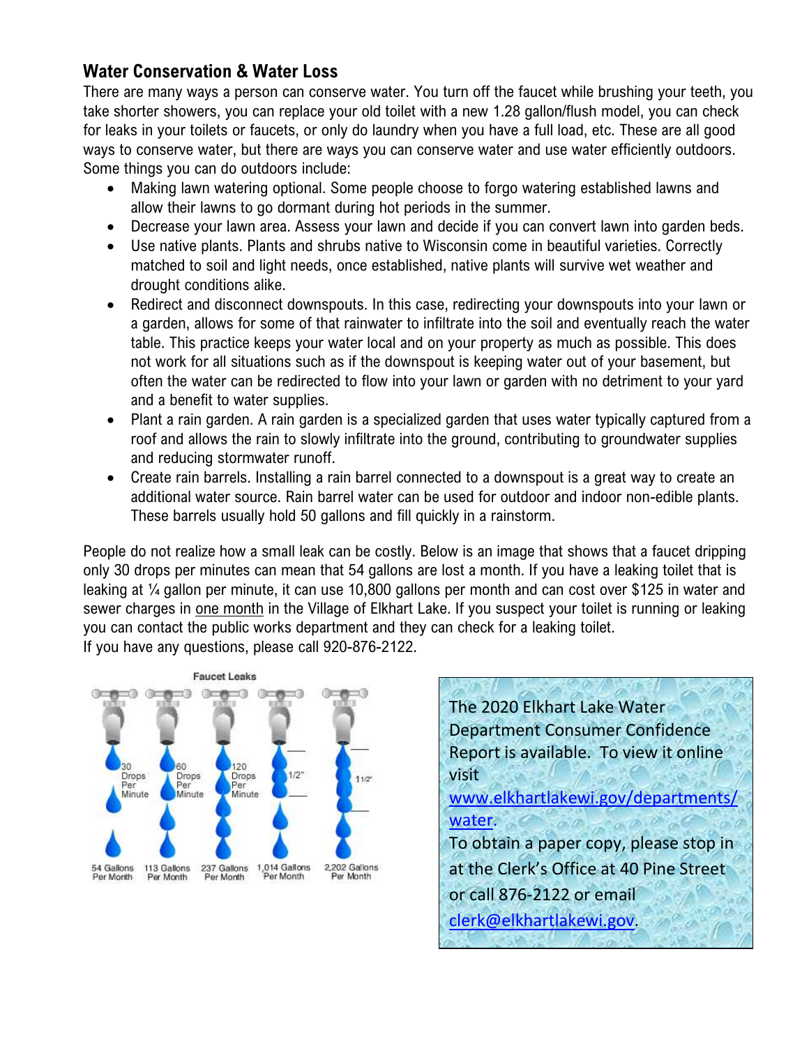## Water Conservation & Water Loss

There are many ways a person can conserve water. You turn off the faucet while brushing your teeth, you take shorter showers, you can replace your old toilet with a new 1.28 gallon/flush model, you can check for leaks in your toilets or faucets, or only do laundry when you have a full load, etc. These are all good ways to conserve water, but there are ways you can conserve water and use water efficiently outdoors. Some things you can do outdoors include:

- Making lawn watering optional. Some people choose to forgo watering established lawns and allow their lawns to go dormant during hot periods in the summer.
- Decrease your lawn area. Assess your lawn and decide if you can convert lawn into garden beds.
- Use native plants. Plants and shrubs native to Wisconsin come in beautiful varieties. Correctly matched to soil and light needs, once established, native plants will survive wet weather and drought conditions alike.
- Redirect and disconnect downspouts. In this case, redirecting your downspouts into your lawn or a garden, allows for some of that rainwater to infiltrate into the soil and eventually reach the water table. This practice keeps your water local and on your property as much as possible. This does not work for all situations such as if the downspout is keeping water out of your basement, but often the water can be redirected to flow into your lawn or garden with no detriment to your yard and a benefit to water supplies.
- Plant a rain garden. A rain garden is a specialized garden that uses water typically captured from a roof and allows the rain to slowly infiltrate into the ground, contributing to groundwater supplies and reducing stormwater runoff.
- Create rain barrels. Installing a rain barrel connected to a downspout is a great way to create an additional water source. Rain barrel water can be used for outdoor and indoor non-edible plants. These barrels usually hold 50 gallons and fill quickly in a rainstorm.

People do not realize how a small leak can be costly. Below is an image that shows that a faucet dripping only 30 drops per minutes can mean that 54 gallons are lost a month. If you have a leaking toilet that is leaking at ¼ gallon per minute, it can use 10,800 gallons per month and can cost over $125 in water and sewer charges in one month in the Village of Elkhart Lake. If you suspect your toilet is running or leaking you can contact the public works department and they can check for a leaking toilet.
If you have any questions, please call 920-876-2122.

**Faucet Leaks**

| 30 Drops Per Minute | 60 Drops Per Minute | 120 Drops Per Minute | 1/2" | 1 1/2" |
|---|---|---|---|---|
| 54 Gallons Per Month | 113 Gallons Per Month | 237 Gallons Per Month | 1,014 Gallons Per Month | 2,202 Gallons Per Month |

The 2020 Elkhart Lake Water Department Consumer Confidence Report is available. To view it online visit www.elkhartlakewi.gov/departments/water.
To obtain a paper copy, please stop in at the Clerk's Office at 40 Pine Street or call 876-2122 or email clerk@elkhartlakewi.gov.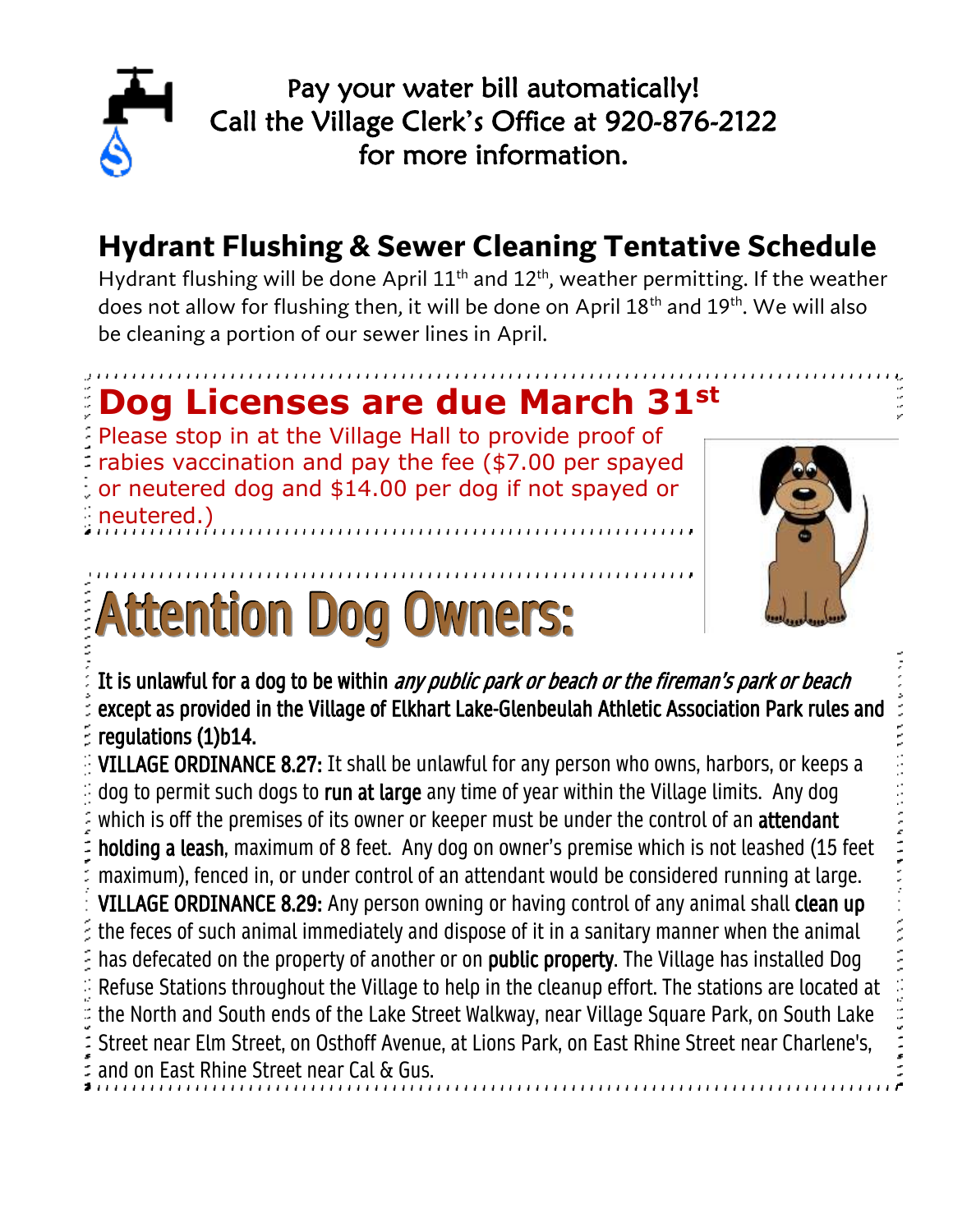Pay your water bill automatically!
Call the Village Clerk's Office at 920-876-2122
for more information.

## Hydrant Flushing & Sewer Cleaning Tentative Schedule

Hydrant flushing will be done April 11th and 12th, weather permitting. If the weather does not allow for flushing then, it will be done on April 18th and 19th. We will also be cleaning a portion of our sewer lines in April.

## Dog Licenses are due March 31st

Please stop in at the Village Hall to provide proof of rabies vaccination and pay the fee ($7.00 per spayed or neutered dog and $14.00 per dog if not spayed or neutered.)

## Attention Dog Owners:

**It is unlawful for a dog to be within** *any public park or beach or the fireman's park or beach* **except as provided in the Village of Elkhart Lake-Glenbeulah Athletic Association Park rules and regulations (1)b14.**

**VILLAGE ORDINANCE 8.27:** It shall be unlawful for any person who owns, harbors, or keeps a dog to permit such dogs to **run at large** any time of year within the Village limits. Any dog which is off the premises of its owner or keeper must be under the control of an **attendant holding a leash**, maximum of 8 feet. Any dog on owner's premise which is not leashed (15 feet maximum), fenced in, or under control of an attendant would be considered running at large.

**VILLAGE ORDINANCE 8.29:** Any person owning or having control of any animal shall **clean up** the feces of such animal immediately and dispose of it in a sanitary manner when the animal has defecated on the property of another or on **public property**. The Village has installed Dog Refuse Stations throughout the Village to help in the cleanup effort. The stations are located at the North and South ends of the Lake Street Walkway, near Village Square Park, on South Lake Street near Elm Street, on Osthoff Avenue, at Lions Park, on East Rhine Street near Charlene's, and on East Rhine Street near Cal & Gus.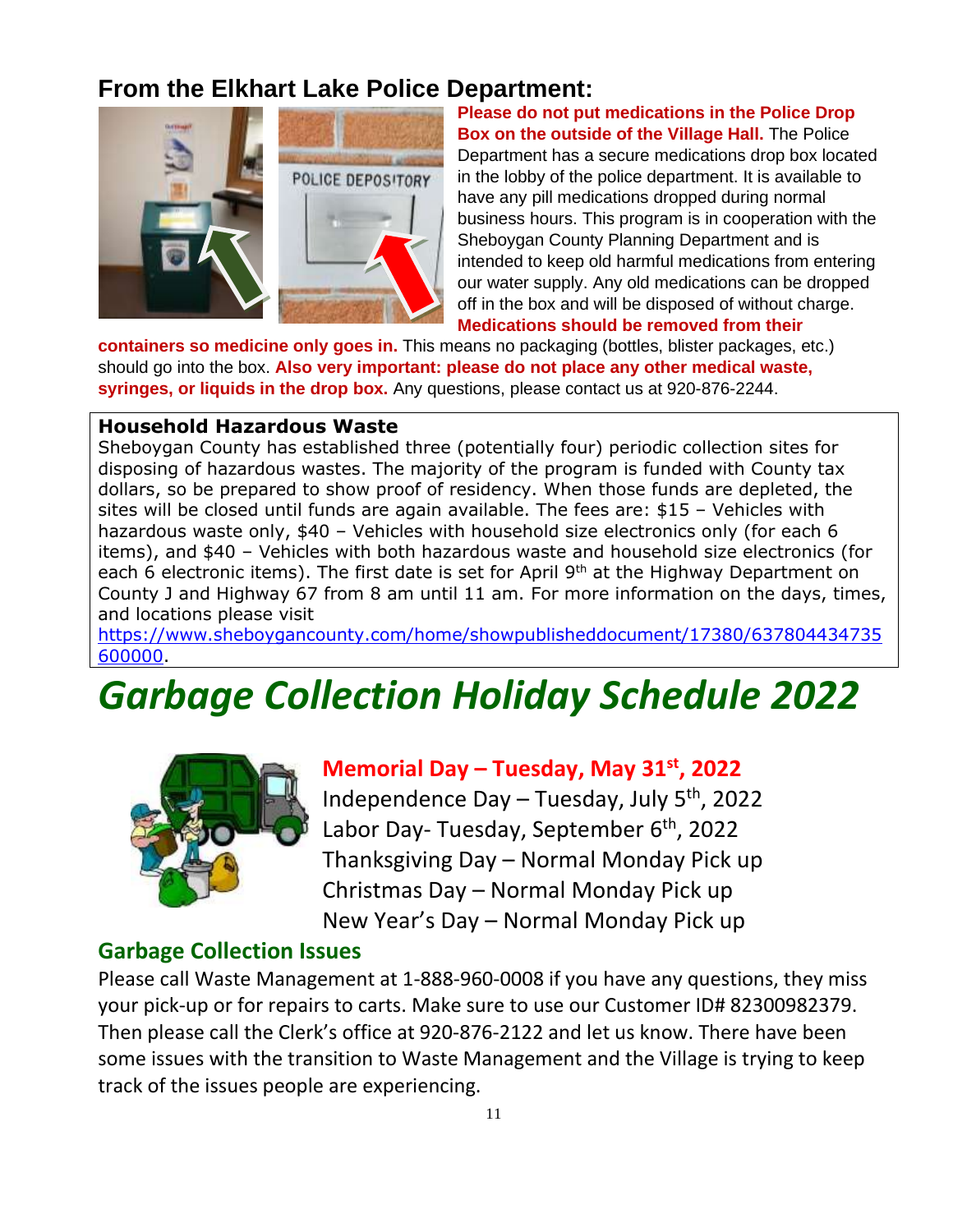## From the Elkhart Lake Police Department:

**Please do not put medications in the Police Drop Box on the outside of the Village Hall.** The Police Department has a secure medications drop box located in the lobby of the police department. It is available to have any pill medications dropped during normal business hours. This program is in cooperation with the Sheboygan County Planning Department and is intended to keep old harmful medications from entering our water supply. Any old medications can be dropped off in the box and will be disposed of without charge. **Medications should be removed from their containers so medicine only goes in.** This means no packaging (bottles, blister packages, etc.) should go into the box. **Also very important: please do not place any other medical waste, syringes, or liquids in the drop box.** Any questions, please contact us at 920-876-2244.

**Household Hazardous Waste**

Sheboygan County has established three (potentially four) periodic collection sites for disposing of hazardous wastes. The majority of the program is funded with County tax dollars, so be prepared to show proof of residency. When those funds are depleted, the sites will be closed until funds are again available. The fees are: $15 – Vehicles with hazardous waste only, $40 – Vehicles with household size electronics only (for each 6 items), and $40 – Vehicles with both hazardous waste and household size electronics (for each 6 electronic items). The first date is set for April 9th at the Highway Department on County J and Highway 67 from 8 am until 11 am. For more information on the days, times, and locations please visit https://www.sheboygancounty.com/home/showpublisheddocument/17380/637804434735600000.

# *Garbage Collection Holiday Schedule 2022*

**Memorial Day – Tuesday, May 31st, 2022**
Independence Day – Tuesday, July 5th, 2022
Labor Day- Tuesday, September 6th, 2022
Thanksgiving Day – Normal Monday Pick up
Christmas Day – Normal Monday Pick up
New Year's Day – Normal Monday Pick up

### Garbage Collection Issues

Please call Waste Management at 1-888-960-0008 if you have any questions, they miss your pick-up or for repairs to carts. Make sure to use our Customer ID# 82300982379. Then please call the Clerk's office at 920-876-2122 and let us know. There have been some issues with the transition to Waste Management and the Village is trying to keep track of the issues people are experiencing.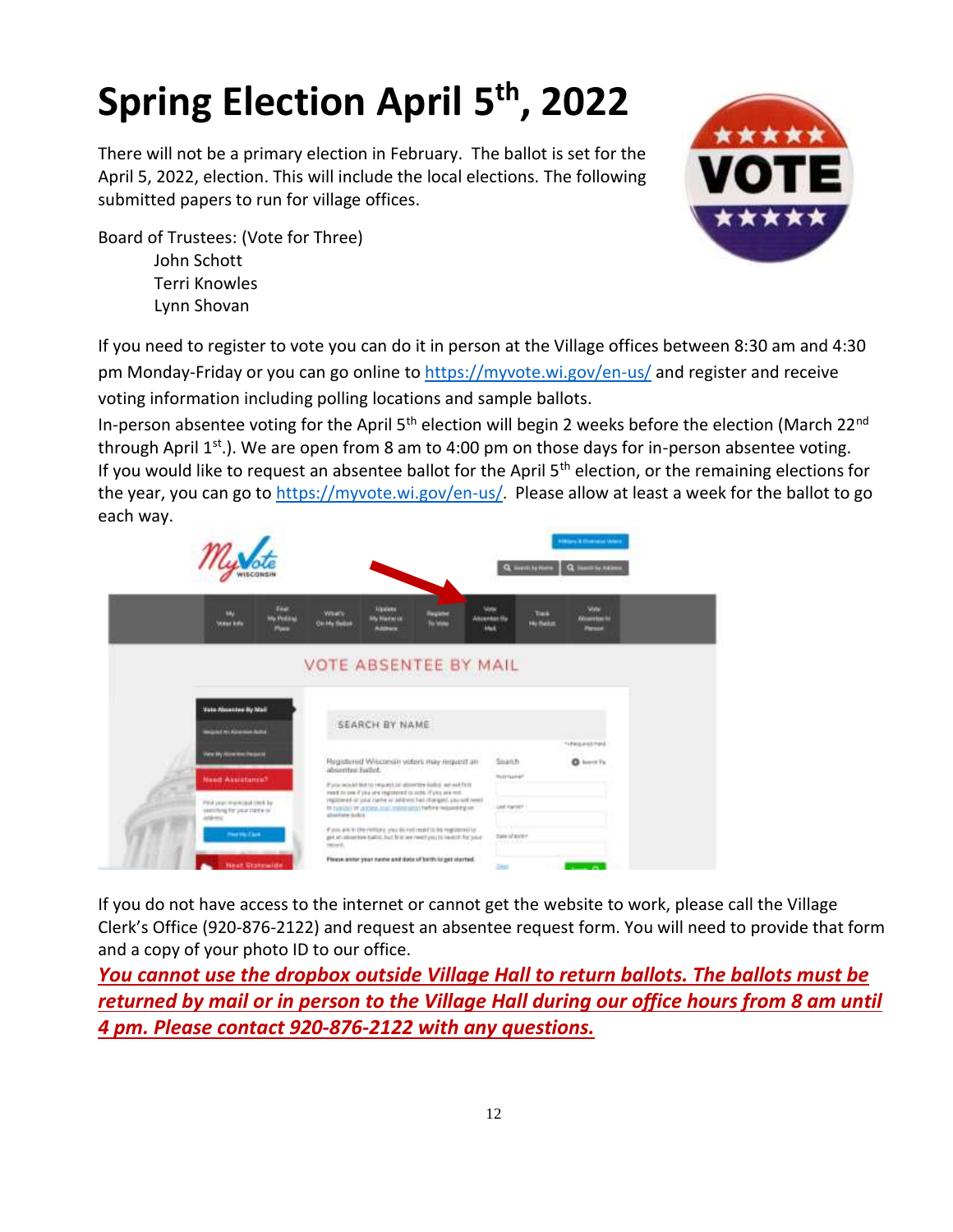# Spring Election April 5th, 2022

There will not be a primary election in February. The ballot is set for the April 5, 2022, election. This will include the local elections. The following submitted papers to run for village offices.

Board of Trustees: (Vote for Three)

- John Schott
- Terri Knowles
- Lynn Shovan

If you need to register to vote you can do it in person at the Village offices between 8:30 am and 4:30 pm Monday-Friday or you can go online to https://myvote.wi.gov/en-us/ and register and receive voting information including polling locations and sample ballots.

In-person absentee voting for the April 5th election will begin 2 weeks before the election (March 22nd through April 1st.). We are open from 8 am to 4:00 pm on those days for in-person absentee voting.

If you would like to request an absentee ballot for the April 5th election, or the remaining elections for the year, you can go to https://myvote.wi.gov/en-us/. Please allow at least a week for the ballot to go each way.

If you do not have access to the internet or cannot get the website to work, please call the Village Clerk's Office (920-876-2122) and request an absentee request form. You will need to provide that form and a copy of your photo ID to our office.

***You cannot use the dropbox outside Village Hall to return ballots. The ballots must be returned by mail or in person to the Village Hall during our office hours from 8 am until 4 pm. Please contact 920-876-2122 with any questions.***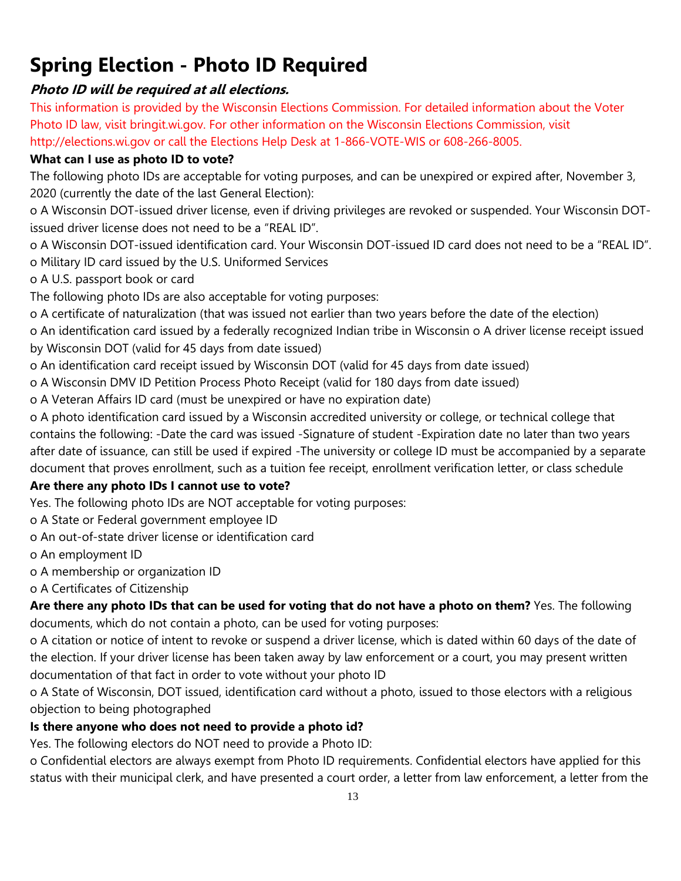# Spring Election - Photo ID Required

***Photo ID will be required at all elections.***

This information is provided by the Wisconsin Elections Commission. For detailed information about the Voter Photo ID law, visit bringit.wi.gov. For other information on the Wisconsin Elections Commission, visit http://elections.wi.gov or call the Elections Help Desk at 1-866-VOTE-WIS or 608-266-8005.

**What can I use as photo ID to vote?**

The following photo IDs are acceptable for voting purposes, and can be unexpired or expired after, November 3, 2020 (currently the date of the last General Election):

- A Wisconsin DOT-issued driver license, even if driving privileges are revoked or suspended. Your Wisconsin DOT-issued driver license does not need to be a "REAL ID".
- A Wisconsin DOT-issued identification card. Your Wisconsin DOT-issued ID card does not need to be a "REAL ID".
- Military ID card issued by the U.S. Uniformed Services
- A U.S. passport book or card

The following photo IDs are also acceptable for voting purposes:

- A certificate of naturalization (that was issued not earlier than two years before the date of the election)
- An identification card issued by a federally recognized Indian tribe in Wisconsin
- A driver license receipt issued by Wisconsin DOT (valid for 45 days from date issued)
- An identification card receipt issued by Wisconsin DOT (valid for 45 days from date issued)
- A Wisconsin DMV ID Petition Process Photo Receipt (valid for 180 days from date issued)
- A Veteran Affairs ID card (must be unexpired or have no expiration date)
- A photo identification card issued by a Wisconsin accredited university or college, or technical college that contains the following: -Date the card was issued -Signature of student -Expiration date no later than two years after date of issuance, can still be used if expired -The university or college ID must be accompanied by a separate document that proves enrollment, such as a tuition fee receipt, enrollment verification letter, or class schedule

**Are there any photo IDs I cannot use to vote?**

Yes. The following photo IDs are NOT acceptable for voting purposes:

- A State or Federal government employee ID
- An out-of-state driver license or identification card
- An employment ID
- A membership or organization ID
- A Certificates of Citizenship

**Are there any photo IDs that can be used for voting that do not have a photo on them?** Yes. The following documents, which do not contain a photo, can be used for voting purposes:

- A citation or notice of intent to revoke or suspend a driver license, which is dated within 60 days of the date of the election. If your driver license has been taken away by law enforcement or a court, you may present written documentation of that fact in order to vote without your photo ID
- A State of Wisconsin, DOT issued, identification card without a photo, issued to those electors with a religious objection to being photographed

**Is there anyone who does not need to provide a photo id?**

Yes. The following electors do NOT need to provide a Photo ID:

- Confidential electors are always exempt from Photo ID requirements. Confidential electors have applied for this status with their municipal clerk, and have presented a court order, a letter from law enforcement, a letter from the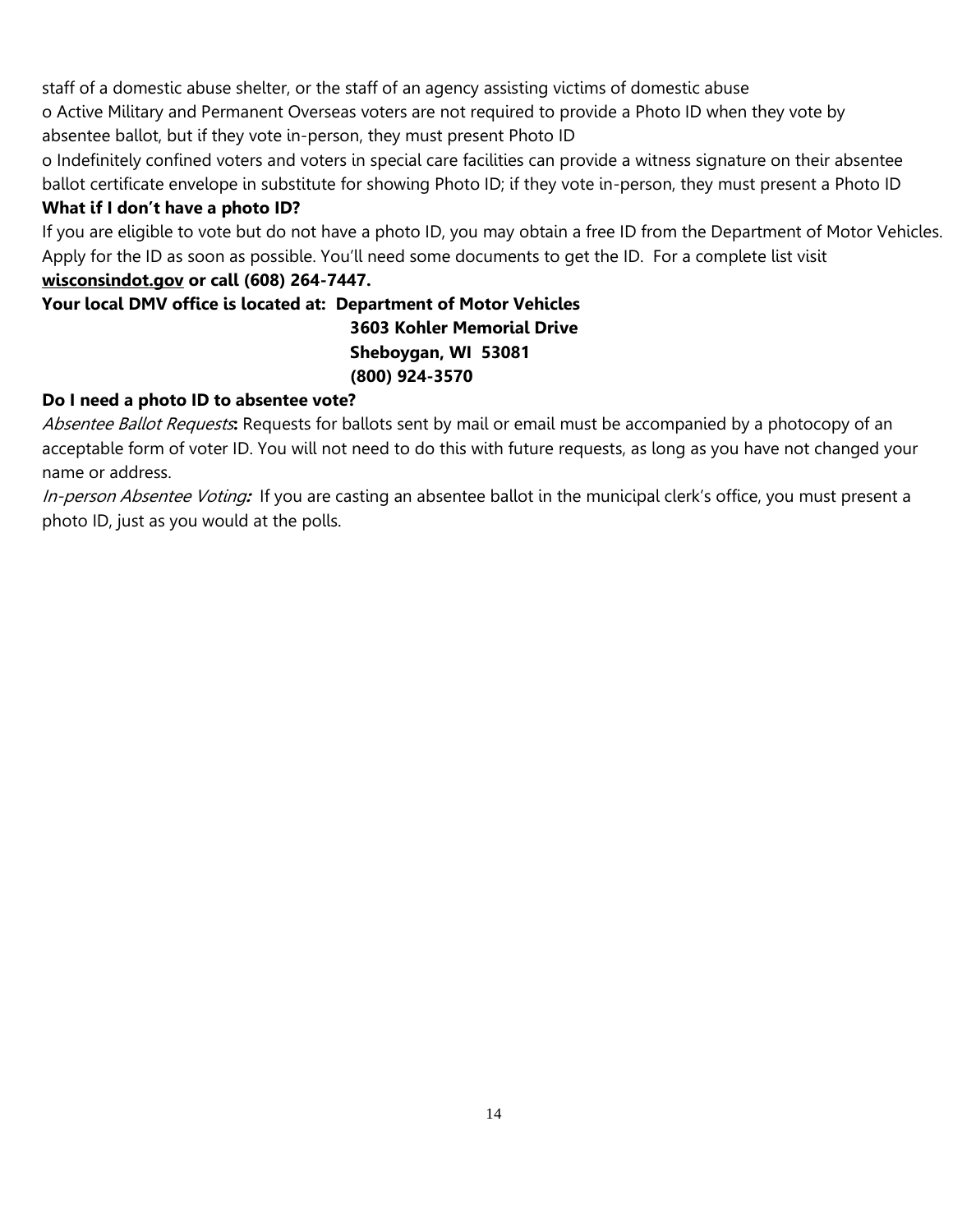staff of a domestic abuse shelter, or the staff of an agency assisting victims of domestic abuse

o Active Military and Permanent Overseas voters are not required to provide a Photo ID when they vote by absentee ballot, but if they vote in-person, they must present Photo ID

o Indefinitely confined voters and voters in special care facilities can provide a witness signature on their absentee ballot certificate envelope in substitute for showing Photo ID; if they vote in-person, they must present a Photo ID

**What if I don't have a photo ID?**

If you are eligible to vote but do not have a photo ID, you may obtain a free ID from the Department of Motor Vehicles. Apply for the ID as soon as possible. You'll need some documents to get the ID. For a complete list visit **wisconsindot.gov or call (608) 264-7447.**

**Your local DMV office is located at: Department of Motor Vehicles**
**3603 Kohler Memorial Drive**
**Sheboygan, WI 53081**
**(800) 924-3570**

**Do I need a photo ID to absentee vote?**

*Absentee Ballot Requests***:** Requests for ballots sent by mail or email must be accompanied by a photocopy of an acceptable form of voter ID. You will not need to do this with future requests, as long as you have not changed your name or address.

*In-person Absentee Voting***:** If you are casting an absentee ballot in the municipal clerk's office, you must present a photo ID, just as you would at the polls.